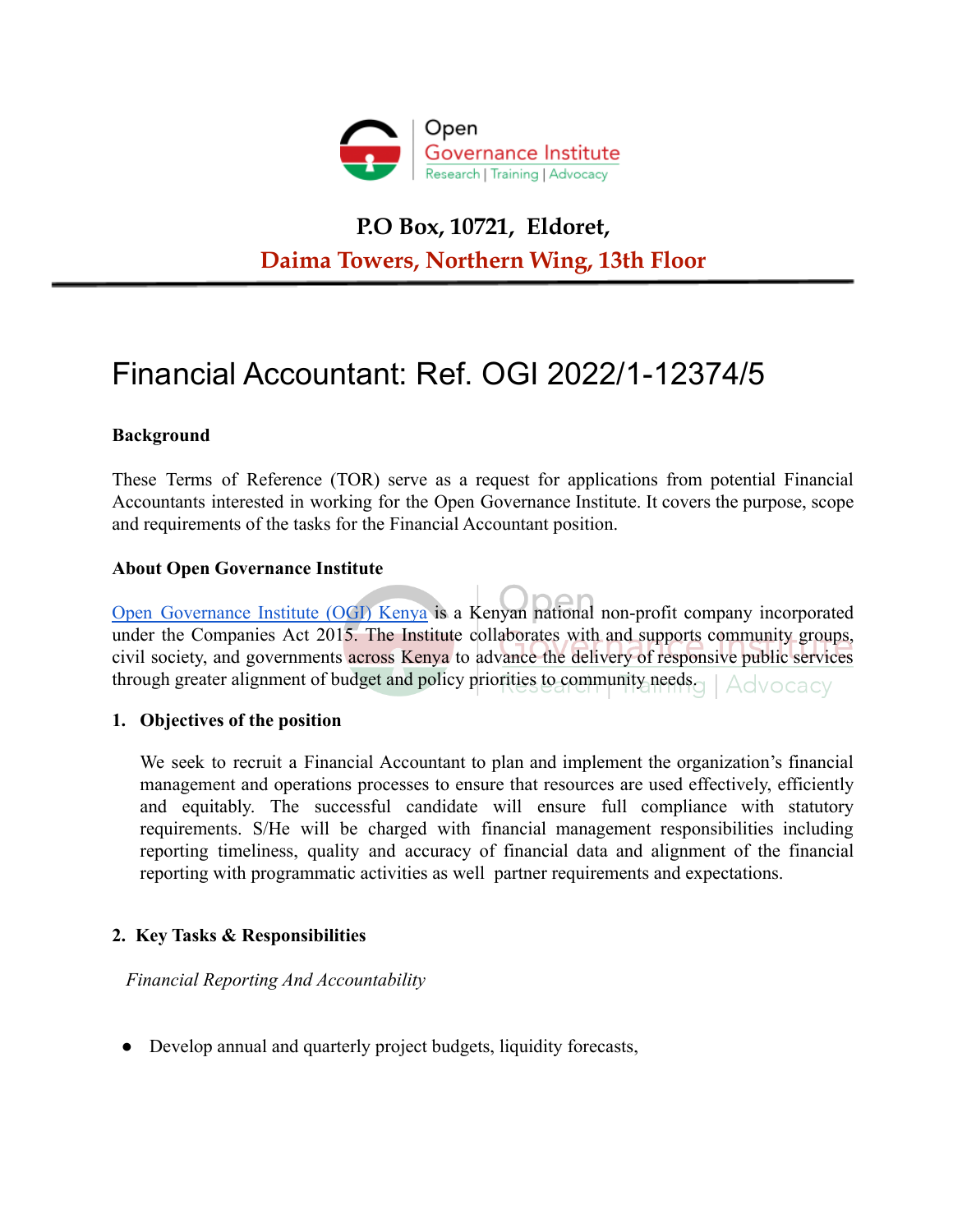Open
Governance Institute
Research | Training | Advocacy

**P.O Box, 10721, Eldoret,**

**Daima Towers, Northern Wing, 13th Floor**

---

# Financial Accountant: Ref. OGI 2022/1-12374/5

**Background**

These Terms of Reference (TOR) serve as a request for applications from potential Financial Accountants interested in working for the Open Governance Institute. It covers the purpose, scope and requirements of the tasks for the Financial Accountant position.

**About Open Governance Institute**

[Open Governance Institute (OGI) Kenya] is a Kenyan national non-profit company incorporated under the Companies Act 2015. The Institute collaborates with and supports community groups, civil society, and governments across Kenya to advance the delivery of responsive public services through greater alignment of budget and policy priorities to community needs.

**1. Objectives of the position**

We seek to recruit a Financial Accountant to plan and implement the organization's financial management and operations processes to ensure that resources are used effectively, efficiently and equitably. The successful candidate will ensure full compliance with statutory requirements. S/He will be charged with financial management responsibilities including reporting timeliness, quality and accuracy of financial data and alignment of the financial reporting with programmatic activities as well partner requirements and expectations.

**2. Key Tasks & Responsibilities**

*Financial Reporting And Accountability*

- Develop annual and quarterly project budgets, liquidity forecasts,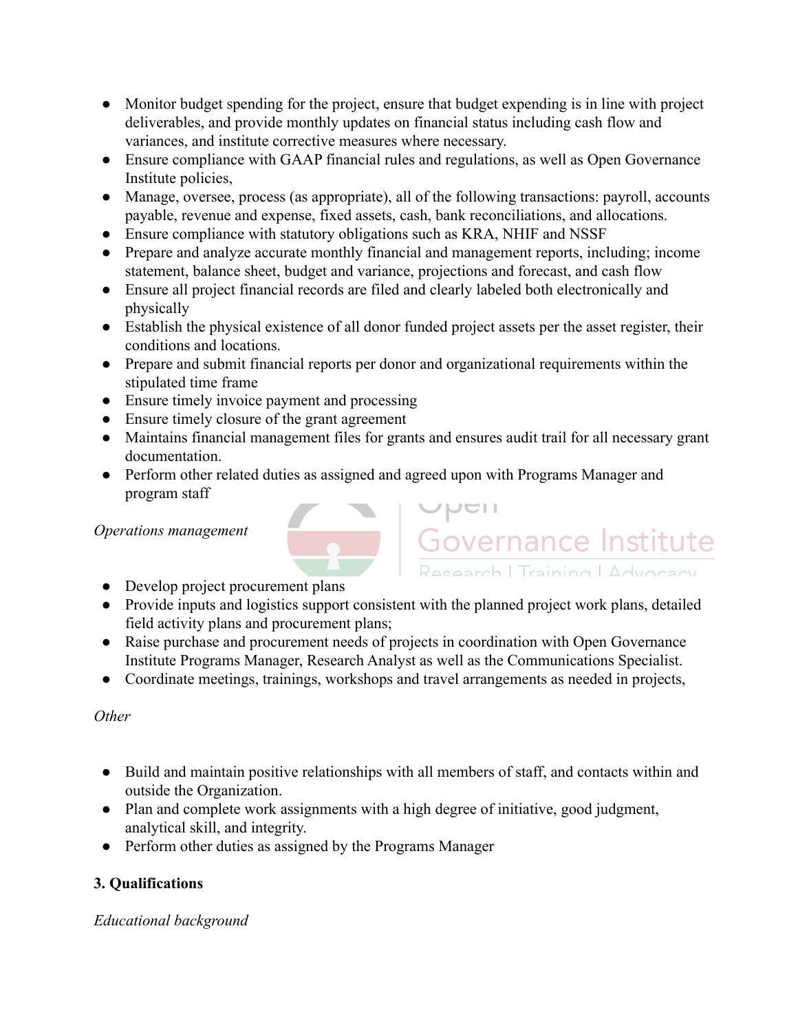- Monitor budget spending for the project, ensure that budget expending is in line with project deliverables, and provide monthly updates on financial status including cash flow and variances, and institute corrective measures where necessary.
- Ensure compliance with GAAP financial rules and regulations, as well as Open Governance Institute policies,
- Manage, oversee, process (as appropriate), all of the following transactions: payroll, accounts payable, revenue and expense, fixed assets, cash, bank reconciliations, and allocations.
- Ensure compliance with statutory obligations such as KRA, NHIF and NSSF
- Prepare and analyze accurate monthly financial and management reports, including; income statement, balance sheet, budget and variance, projections and forecast, and cash flow
- Ensure all project financial records are filed and clearly labeled both electronically and physically
- Establish the physical existence of all donor funded project assets per the asset register, their conditions and locations.
- Prepare and submit financial reports per donor and organizational requirements within the stipulated time frame
- Ensure timely invoice payment and processing
- Ensure timely closure of the grant agreement
- Maintains financial management files for grants and ensures audit trail for all necessary grant documentation.
- Perform other related duties as assigned and agreed upon with Programs Manager and program staff

*Operations management*

- Develop project procurement plans
- Provide inputs and logistics support consistent with the planned project work plans, detailed field activity plans and procurement plans;
- Raise purchase and procurement needs of projects in coordination with Open Governance Institute Programs Manager, Research Analyst as well as the Communications Specialist.
- Coordinate meetings, trainings, workshops and travel arrangements as needed in projects,

*Other*

- Build and maintain positive relationships with all members of staff, and contacts within and outside the Organization.
- Plan and complete work assignments with a high degree of initiative, good judgment, analytical skill, and integrity.
- Perform other duties as assigned by the Programs Manager

**3. Qualifications**

*Educational background*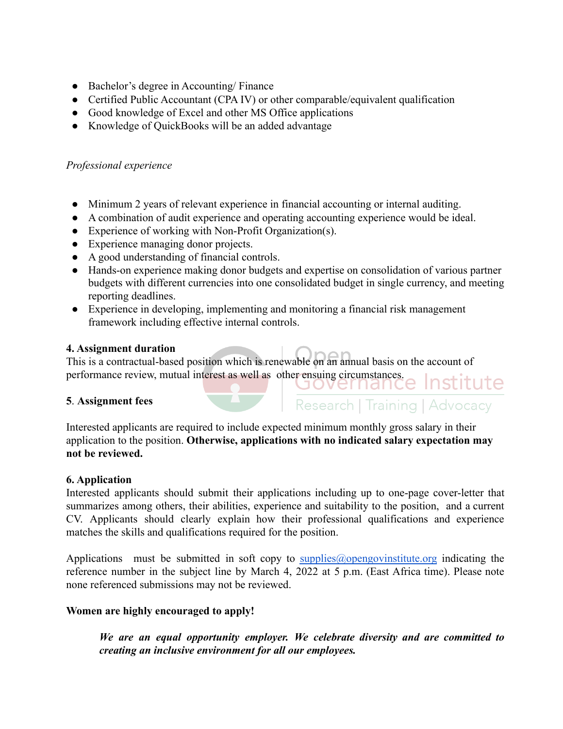- Bachelor's degree in Accounting/ Finance
- Certified Public Accountant (CPA IV) or other comparable/equivalent qualification
- Good knowledge of Excel and other MS Office applications
- Knowledge of QuickBooks will be an added advantage

*Professional experience*

- Minimum 2 years of relevant experience in financial accounting or internal auditing.
- A combination of audit experience and operating accounting experience would be ideal.
- Experience of working with Non-Profit Organization(s).
- Experience managing donor projects.
- A good understanding of financial controls.
- Hands-on experience making donor budgets and expertise on consolidation of various partner budgets with different currencies into one consolidated budget in single currency, and meeting reporting deadlines.
- Experience in developing, implementing and monitoring a financial risk management framework including effective internal controls.

**4. Assignment duration**

This is a contractual-based position which is renewable on an annual basis on the account of performance review, mutual interest as well as other ensuing circumstances.

**5. Assignment fees**

Interested applicants are required to include expected minimum monthly gross salary in their application to the position. **Otherwise, applications with no indicated salary expectation may not be reviewed.**

**6. Application**

Interested applicants should submit their applications including up to one-page cover-letter that summarizes among others, their abilities, experience and suitability to the position, and a current CV. Applicants should clearly explain how their professional qualifications and experience matches the skills and qualifications required for the position.

Applications must be submitted in soft copy to supplies@opengovinstitute.org indicating the reference number in the subject line by March 4, 2022 at 5 p.m. (East Africa time). Please note none referenced submissions may not be reviewed.

**Women are highly encouraged to apply!**

***We are an equal opportunity employer. We celebrate diversity and are committed to creating an inclusive environment for all our employees.***